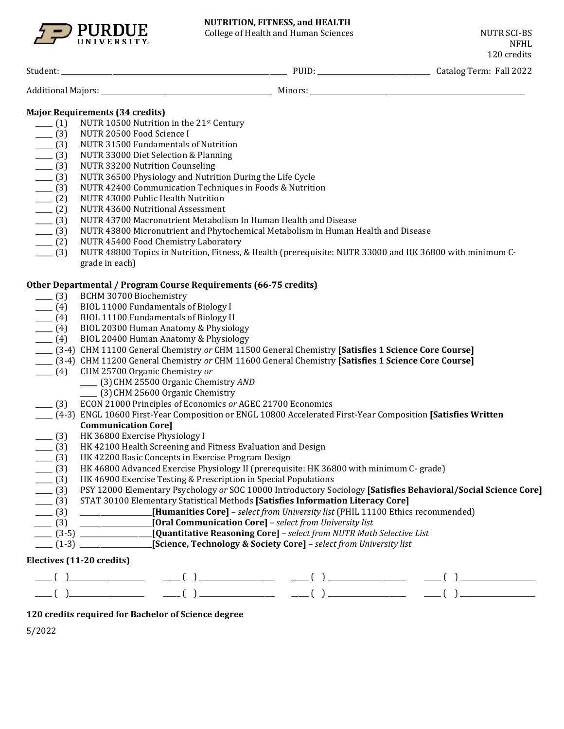PURDUE UNIVERSITY

# NUTRITION, FITNESS, and HEALTH

College of Health and Human Sciences

NUTR SCI-BS
NFHL
120 credits

Student: ____________________ PUID: ____________________ Catalog Term: Fall 2022

Additional Majors: ____________________ Minors: ____________________

## Major Requirements (34 credits)

- ____ (1) NUTR 10500 Nutrition in the 21st Century
- ____ (3) NUTR 20500 Food Science I
- ____ (3) NUTR 31500 Fundamentals of Nutrition
- ____ (3) NUTR 33000 Diet Selection & Planning
- ____ (3) NUTR 33200 Nutrition Counseling
- ____ (3) NUTR 36500 Physiology and Nutrition During the Life Cycle
- ____ (3) NUTR 42400 Communication Techniques in Foods & Nutrition
- ____ (2) NUTR 43000 Public Health Nutrition
- ____ (2) NUTR 43600 Nutritional Assessment
- ____ (3) NUTR 43700 Macronutrient Metabolism In Human Health and Disease
- ____ (3) NUTR 43800 Micronutrient and Phytochemical Metabolism in Human Health and Disease
- ____ (2) NUTR 45400 Food Chemistry Laboratory
- ____ (3) NUTR 48800 Topics in Nutrition, Fitness, & Health (prerequisite: NUTR 33000 and HK 36800 with minimum C- grade in each)

## Other Departmental / Program Course Requirements (66-75 credits)

- ____ (3) BCHM 30700 Biochemistry
- ____ (4) BIOL 11000 Fundamentals of Biology I
- ____ (4) BIOL 11100 Fundamentals of Biology II
- ____ (4) BIOL 20300 Human Anatomy & Physiology
- ____ (4) BIOL 20400 Human Anatomy & Physiology
- ____ (3-4) CHM 11100 General Chemistry *or* CHM 11500 General Chemistry **[Satisfies 1 Science Core Course]**
- ____ (3-4) CHM 11200 General Chemistry *or* CHM 11600 General Chemistry **[Satisfies 1 Science Core Course]**
- ____ (4) CHM 25700 Organic Chemistry *or*
  - ____ (3) CHM 25500 Organic Chemistry *AND*
  - ____ (3) CHM 25600 Organic Chemistry
- ____ (3) ECON 21000 Principles of Economics *or* AGEC 21700 Economics
- ____ (4-3) ENGL 10600 First-Year Composition or ENGL 10800 Accelerated First-Year Composition **[Satisfies Written Communication Core]**
- ____ (3) HK 36800 Exercise Physiology I
- ____ (3) HK 42100 Health Screening and Fitness Evaluation and Design
- ____ (3) HK 42200 Basic Concepts in Exercise Program Design
- ____ (3) HK 46800 Advanced Exercise Physiology II (prerequisite: HK 36800 with minimum C- grade)
- ____ (3) HK 46900 Exercise Testing & Prescription in Special Populations
- ____ (3) PSY 12000 Elementary Psychology *or* SOC 10000 Introductory Sociology **[Satisfies Behavioral/Social Science Core]**
- ____ (3) STAT 30100 Elementary Statistical Methods **[Satisfies Information Literacy Core]**
- ____ (3) ____________**[Humanities Core]** – *select from University list* (PHIL 11100 Ethics recommended)
- ____ (3) ____________**[Oral Communication Core]** – *select from University list*
- ____ (3-5) ____________**[Quantitative Reasoning Core]** – *select from NUTR Math Selective List*
- ____ (1-3) ____________**[Science, Technology & Society Core]** – *select from University list*

## Electives (11-20 credits)

____ ( )____________ ____ ( )____________ ____ ( )____________ ____ ( )____________

____ ( )____________ ____ ( )____________ ____ ( )____________ ____ ( )____________

**120 credits required for Bachelor of Science degree**

5/2022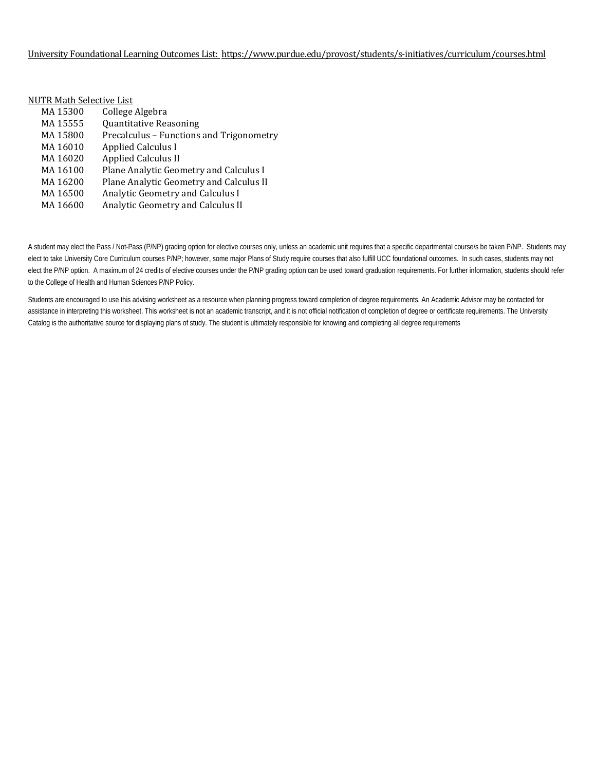University Foundational Learning Outcomes List: https://www.purdue.edu/provost/students/s-initiatives/curriculum/courses.html

NUTR Math Selective List

| | |
|---|---|
| MA 15300 | College Algebra |
| MA 15555 | Quantitative Reasoning |
| MA 15800 | Precalculus – Functions and Trigonometry |
| MA 16010 | Applied Calculus I |
| MA 16020 | Applied Calculus II |
| MA 16100 | Plane Analytic Geometry and Calculus I |
| MA 16200 | Plane Analytic Geometry and Calculus II |
| MA 16500 | Analytic Geometry and Calculus I |
| MA 16600 | Analytic Geometry and Calculus II |

A student may elect the Pass / Not-Pass (P/NP) grading option for elective courses only, unless an academic unit requires that a specific departmental course/s be taken P/NP. Students may elect to take University Core Curriculum courses P/NP; however, some major Plans of Study require courses that also fulfill UCC foundational outcomes. In such cases, students may not elect the P/NP option. A maximum of 24 credits of elective courses under the P/NP grading option can be used toward graduation requirements. For further information, students should refer to the College of Health and Human Sciences P/NP Policy.

Students are encouraged to use this advising worksheet as a resource when planning progress toward completion of degree requirements. An Academic Advisor may be contacted for assistance in interpreting this worksheet. This worksheet is not an academic transcript, and it is not official notification of completion of degree or certificate requirements. The University Catalog is the authoritative source for displaying plans of study. The student is ultimately responsible for knowing and completing all degree requirements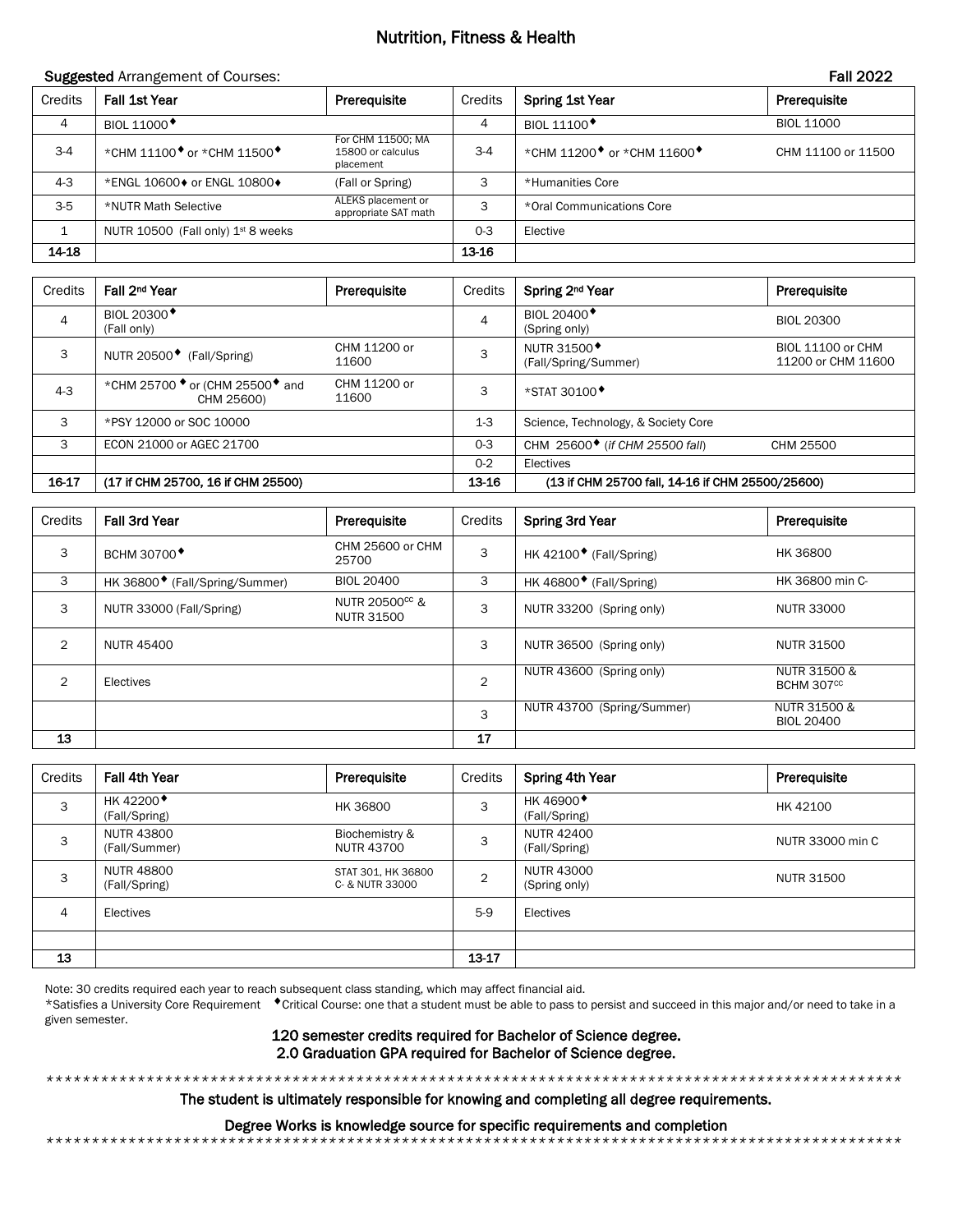# Nutrition, Fitness & Health

**Suggested** Arrangement of Courses: **Fall 2022**

| Credits | Fall 1st Year | Prerequisite | Credits | Spring 1st Year | Prerequisite |
|---|---|---|---|---|---|
| 4 | BIOL 11000♦ | | 4 | BIOL 11100♦ | BIOL 11000 |
| 3-4 | *CHM 11100♦ or *CHM 11500♦ | For CHM 11500; MA 15800 or calculus placement | 3-4 | *CHM 11200♦ or *CHM 11600♦ | CHM 11100 or 11500 |
| 4-3 | *ENGL 10600♦ or ENGL 10800♦ | (Fall or Spring) | 3 | *Humanities Core | |
| 3-5 | *NUTR Math Selective | ALEKS placement or appropriate SAT math | 3 | *Oral Communications Core | |
| 1 | NUTR 10500 (Fall only) 1st 8 weeks | | 0-3 | Elective | |
| **14-18** | | | **13-16** | | |

| Credits | Fall 2nd Year | Prerequisite | Credits | Spring 2nd Year | Prerequisite |
|---|---|---|---|---|---|
| 4 | BIOL 20300♦ (Fall only) | | 4 | BIOL 20400♦ (Spring only) | BIOL 20300 |
| 3 | NUTR 20500♦ (Fall/Spring) | CHM 11200 or 11600 | 3 | NUTR 31500♦ (Fall/Spring/Summer) | BIOL 11100 or CHM 11200 or CHM 11600 |
| 4-3 | *CHM 25700♦ or (CHM 25500♦ and CHM 25600) | CHM 11200 or 11600 | 3 | *STAT 30100♦ | |
| 3 | *PSY 12000 or SOC 10000 | | 1-3 | Science, Technology, & Society Core | |
| 3 | ECON 21000 or AGEC 21700 | | 0-3 | CHM 25600♦ (*if CHM 25500 fall*) | CHM 25500 |
| | | | 0-2 | Electives | |
| **16-17** | **(17 if CHM 25700, 16 if CHM 25500)** | | **13-16** | **(13 if CHM 25700 fall, 14-16 if CHM 25500/25600)** | |

| Credits | Fall 3rd Year | Prerequisite | Credits | Spring 3rd Year | Prerequisite |
|---|---|---|---|---|---|
| 3 | BCHM 30700♦ | CHM 25600 or CHM 25700 | 3 | HK 42100♦ (Fall/Spring) | HK 36800 |
| 3 | HK 36800♦ (Fall/Spring/Summer) | BIOL 20400 | 3 | HK 46800♦ (Fall/Spring) | HK 36800 min C- |
| 3 | NUTR 33000 (Fall/Spring) | NUTR 20500cc & NUTR 31500 | 3 | NUTR 33200 (Spring only) | NUTR 33000 |
| 2 | NUTR 45400 | | 3 | NUTR 36500 (Spring only) | NUTR 31500 |
| 2 | Electives | | 2 | NUTR 43600 (Spring only) | NUTR 31500 & BCHM 307cc |
| | | | 3 | NUTR 43700 (Spring/Summer) | NUTR 31500 & BIOL 20400 |
| **13** | | | **17** | | |

| Credits | Fall 4th Year | Prerequisite | Credits | Spring 4th Year | Prerequisite |
|---|---|---|---|---|---|
| 3 | HK 42200♦ (Fall/Spring) | HK 36800 | 3 | HK 46900♦ (Fall/Spring) | HK 42100 |
| 3 | NUTR 43800 (Fall/Summer) | Biochemistry & NUTR 43700 | 3 | NUTR 42400 (Fall/Spring) | NUTR 33000 min C |
| 3 | NUTR 48800 (Fall/Spring) | STAT 301, HK 36800 C- & NUTR 33000 | 2 | NUTR 43000 (Spring only) | NUTR 31500 |
| 4 | Electives | | 5-9 | Electives | |
| | | | | | |
| **13** | | | **13-17** | | |

Note: 30 credits required each year to reach subsequent class standing, which may affect financial aid.
*Satisfies a University Core Requirement ♦Critical Course: one that a student must be able to pass to persist and succeed in this major and/or need to take in a given semester.

**120 semester credits required for Bachelor of Science degree.**
**2.0 Graduation GPA required for Bachelor of Science degree.**

*********************************************************************************************

**The student is ultimately responsible for knowing and completing all degree requirements.**

**Degree Works is knowledge source for specific requirements and completion**

*********************************************************************************************